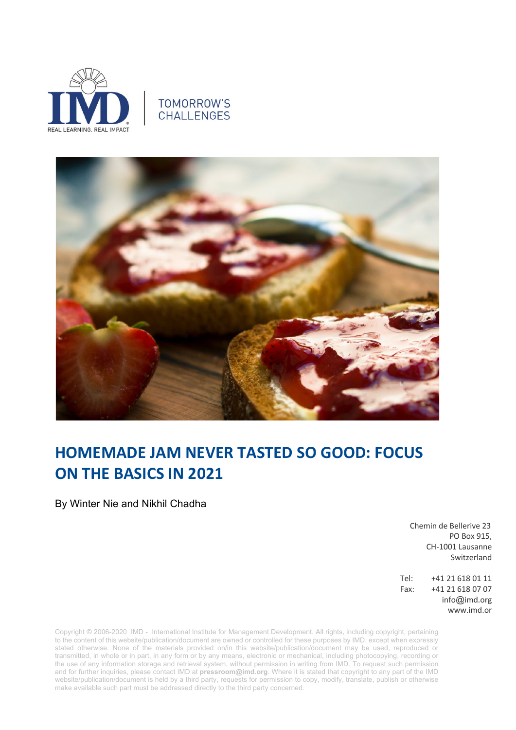IMD

REAL LEARNING. REAL IMPACT

TOMORROW'S CHALLENGES

# HOMEMADE JAM NEVER TASTED SO GOOD: FOCUS ON THE BASICS IN 2021

By Winter Nie and Nikhil Chadha

Chemin de Bellerive 23
PO Box 915,
CH-1001 Lausanne
Switzerland

Tel: +41 21 618 01 11
Fax: +41 21 618 07 07
info@imd.org
www.imd.or

Copyright © 2006-2020 IMD - International Institute for Management Development. All rights, including copyright, pertaining to the content of this website/publication/document are owned or controlled for these purposes by IMD, except when expressly stated otherwise. None of the materials provided on/in this website/publication/document may be used, reproduced or transmitted, in whole or in part, in any form or by any means, electronic or mechanical, including photocopying, recording or the use of any information storage and retrieval system, without permission in writing from IMD. To request such permission and for further inquiries, please contact IMD at **pressroom@imd.org**. Where it is stated that copyright to any part of the IMD website/publication/document is held by a third party, requests for permission to copy, modify, translate, publish or otherwise make available such part must be addressed directly to the third party concerned.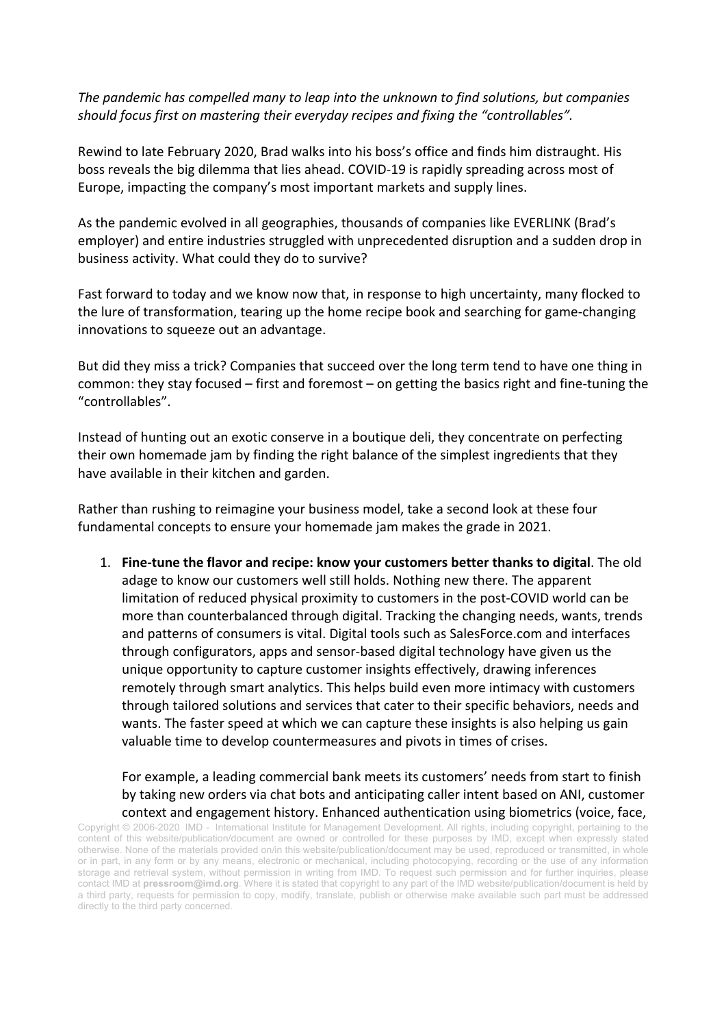*The pandemic has compelled many to leap into the unknown to find solutions, but companies should focus first on mastering their everyday recipes and fixing the "controllables".*

Rewind to late February 2020, Brad walks into his boss's office and finds him distraught. His boss reveals the big dilemma that lies ahead. COVID-19 is rapidly spreading across most of Europe, impacting the company's most important markets and supply lines.

As the pandemic evolved in all geographies, thousands of companies like EVERLINK (Brad's employer) and entire industries struggled with unprecedented disruption and a sudden drop in business activity. What could they do to survive?

Fast forward to today and we know now that, in response to high uncertainty, many flocked to the lure of transformation, tearing up the home recipe book and searching for game-changing innovations to squeeze out an advantage.

But did they miss a trick? Companies that succeed over the long term tend to have one thing in common: they stay focused – first and foremost – on getting the basics right and fine-tuning the "controllables".

Instead of hunting out an exotic conserve in a boutique deli, they concentrate on perfecting their own homemade jam by finding the right balance of the simplest ingredients that they have available in their kitchen and garden.

Rather than rushing to reimagine your business model, take a second look at these four fundamental concepts to ensure your homemade jam makes the grade in 2021.

1. **Fine-tune the flavor and recipe: know your customers better thanks to digital**. The old adage to know our customers well still holds. Nothing new there. The apparent limitation of reduced physical proximity to customers in the post-COVID world can be more than counterbalanced through digital. Tracking the changing needs, wants, trends and patterns of consumers is vital. Digital tools such as SalesForce.com and interfaces through configurators, apps and sensor-based digital technology have given us the unique opportunity to capture customer insights effectively, drawing inferences remotely through smart analytics. This helps build even more intimacy with customers through tailored solutions and services that cater to their specific behaviors, needs and wants. The faster speed at which we can capture these insights is also helping us gain valuable time to develop countermeasures and pivots in times of crises.

   For example, a leading commercial bank meets its customers' needs from start to finish by taking new orders via chat bots and anticipating caller intent based on ANI, customer context and engagement history. Enhanced authentication using biometrics (voice, face,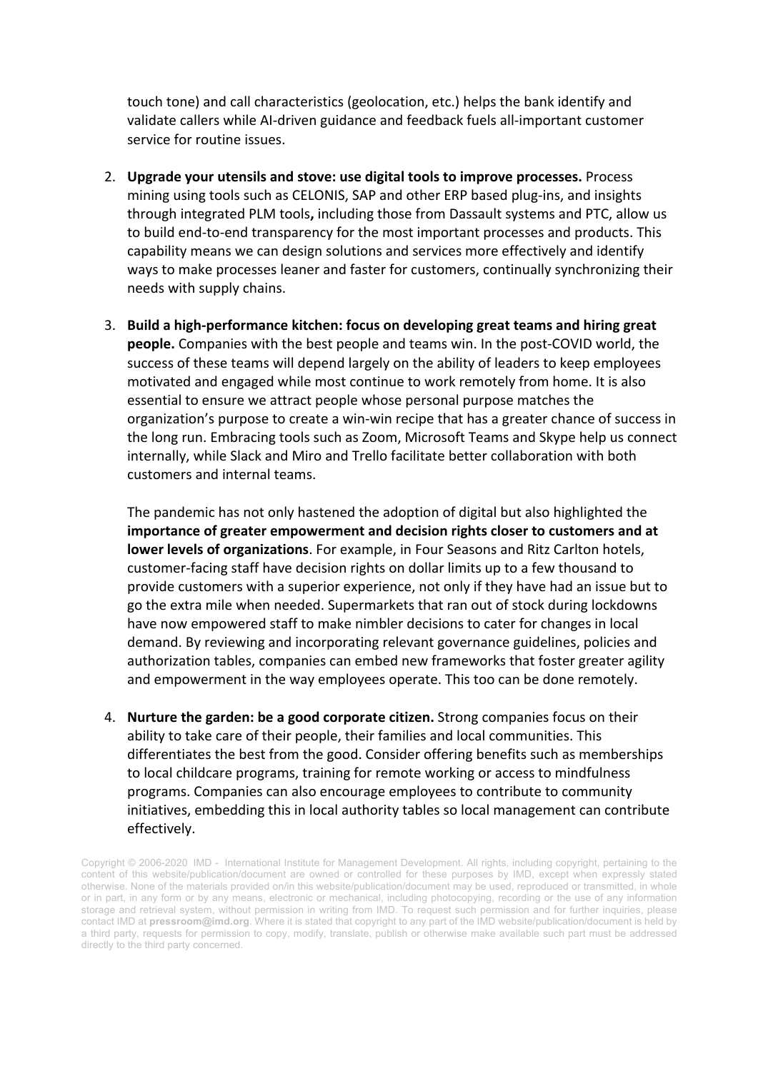touch tone) and call characteristics (geolocation, etc.) helps the bank identify and validate callers while AI-driven guidance and feedback fuels all-important customer service for routine issues.

2. **Upgrade your utensils and stove: use digital tools to improve processes.** Process mining using tools such as CELONIS, SAP and other ERP based plug-ins, and insights through integrated PLM tools**,** including those from Dassault systems and PTC, allow us to build end-to-end transparency for the most important processes and products. This capability means we can design solutions and services more effectively and identify ways to make processes leaner and faster for customers, continually synchronizing their needs with supply chains.

3. **Build a high-performance kitchen: focus on developing great teams and hiring great people.** Companies with the best people and teams win. In the post-COVID world, the success of these teams will depend largely on the ability of leaders to keep employees motivated and engaged while most continue to work remotely from home. It is also essential to ensure we attract people whose personal purpose matches the organization's purpose to create a win-win recipe that has a greater chance of success in the long run. Embracing tools such as Zoom, Microsoft Teams and Skype help us connect internally, while Slack and Miro and Trello facilitate better collaboration with both customers and internal teams.

   The pandemic has not only hastened the adoption of digital but also highlighted the **importance of greater empowerment and decision rights closer to customers and at lower levels of organizations**. For example, in Four Seasons and Ritz Carlton hotels, customer-facing staff have decision rights on dollar limits up to a few thousand to provide customers with a superior experience, not only if they have had an issue but to go the extra mile when needed. Supermarkets that ran out of stock during lockdowns have now empowered staff to make nimbler decisions to cater for changes in local demand. By reviewing and incorporating relevant governance guidelines, policies and authorization tables, companies can embed new frameworks that foster greater agility and empowerment in the way employees operate. This too can be done remotely.

4. **Nurture the garden: be a good corporate citizen.** Strong companies focus on their ability to take care of their people, their families and local communities. This differentiates the best from the good. Consider offering benefits such as memberships to local childcare programs, training for remote working or access to mindfulness programs. Companies can also encourage employees to contribute to community initiatives, embedding this in local authority tables so local management can contribute effectively.

Copyright © 2006-2020 IMD - International Institute for Management Development. All rights, including copyright, pertaining to the content of this website/publication/document are owned or controlled for these purposes by IMD, except when expressly stated otherwise. None of the materials provided on/in this website/publication/document may be used, reproduced or transmitted, in whole or in part, in any form or by any means, electronic or mechanical, including photocopying, recording or the use of any information storage and retrieval system, without permission in writing from IMD. To request such permission and for further inquiries, please contact IMD at **pressroom@imd.org**. Where it is stated that copyright to any part of the IMD website/publication/document is held by a third party, requests for permission to copy, modify, translate, publish or otherwise make available such part must be addressed directly to the third party concerned.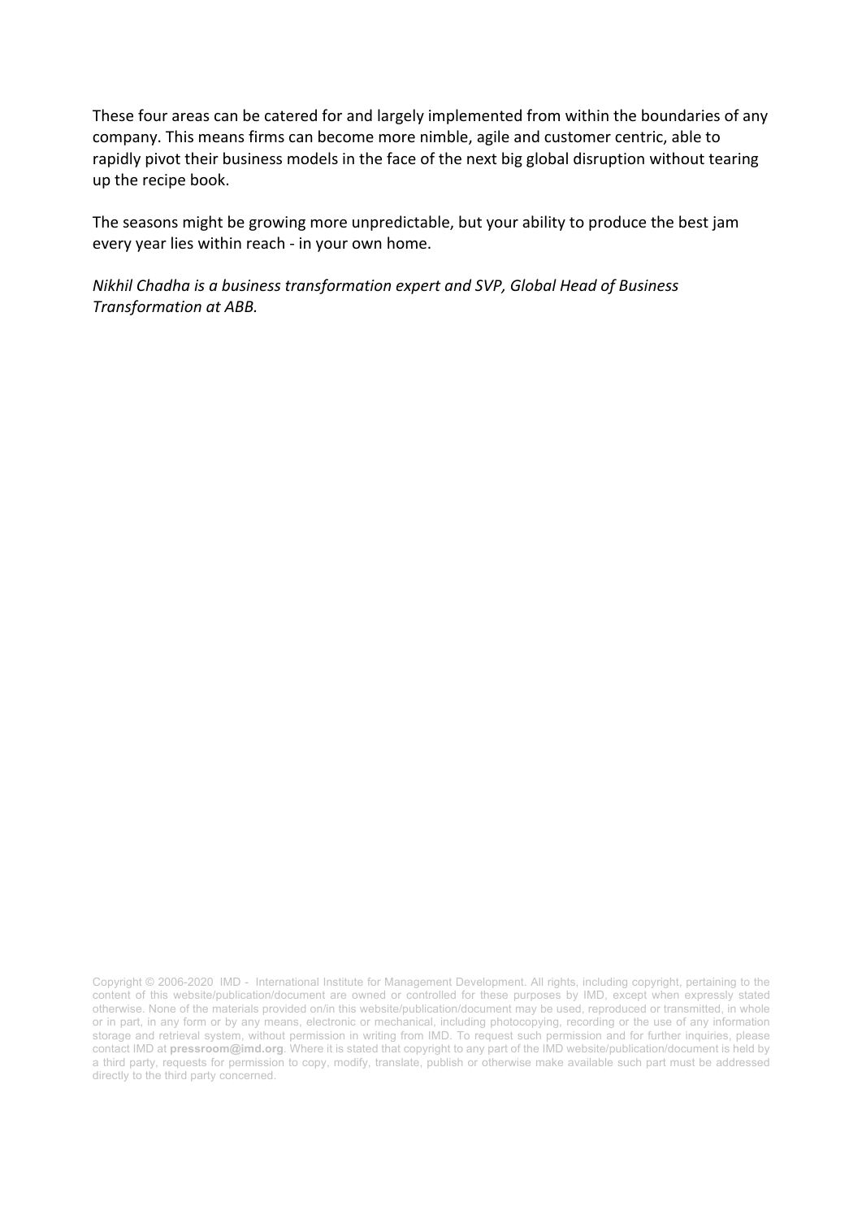These four areas can be catered for and largely implemented from within the boundaries of any company. This means firms can become more nimble, agile and customer centric, able to rapidly pivot their business models in the face of the next big global disruption without tearing up the recipe book.

The seasons might be growing more unpredictable, but your ability to produce the best jam every year lies within reach - in your own home.

*Nikhil Chadha is a business transformation expert and SVP, Global Head of Business Transformation at ABB.*

Copyright © 2006-2020 IMD - International Institute for Management Development. All rights, including copyright, pertaining to the content of this website/publication/document are owned or controlled for these purposes by IMD, except when expressly stated otherwise. None of the materials provided on/in this website/publication/document may be used, reproduced or transmitted, in whole or in part, in any form or by any means, electronic or mechanical, including photocopying, recording or the use of any information storage and retrieval system, without permission in writing from IMD. To request such permission and for further inquiries, please contact IMD at **pressroom@imd.org**. Where it is stated that copyright to any part of the IMD website/publication/document is held by a third party, requests for permission to copy, modify, translate, publish or otherwise make available such part must be addressed directly to the third party concerned.